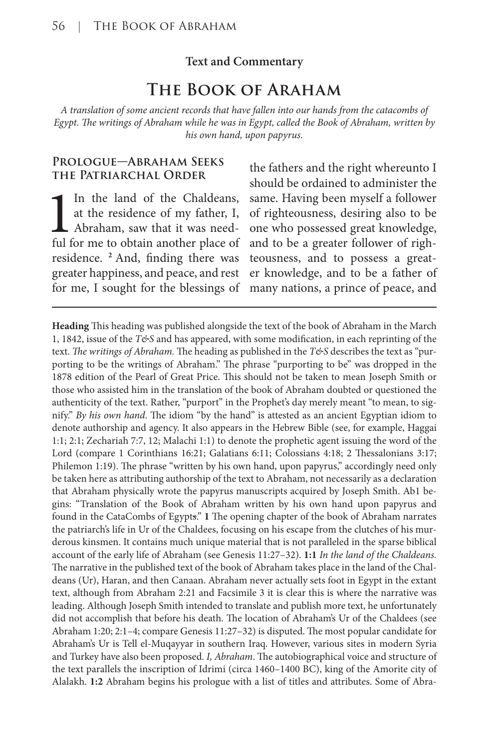**Text and Commentary**

# The Book of Araham

*A translation of some ancient records that have fallen into our hands from the catacombs of Egypt. The writings of Abraham while he was in Egypt, called the Book of Abraham, written by his own hand, upon papyrus.*

## Prologue—Abraham Seeks the Patriarchal Order

1 In the land of the Chaldeans, at the residence of my father, I, Abraham, saw that it was needful for me to obtain another place of residence. [2] And, finding there was greater happiness, and peace, and rest for me, I sought for the blessings of the fathers and the right whereunto I should be ordained to administer the same. Having been myself a follower of righteousness, desiring also to be one who possessed great knowledge, and to be a greater follower of righteousness, and to possess a greater knowledge, and to be a father of many nations, a prince of peace, and

---

**Heading** This heading was published alongside the text of the book of Abraham in the March 1, 1842, issue of the *T&S* and has appeared, with some modification, in each reprinting of the text. *The writings of Abraham.* The heading as published in the *T&S* describes the text as "purporting to be the writings of Abraham." The phrase "purporting to be" was dropped in the 1878 edition of the Pearl of Great Price. This should not be taken to mean Joseph Smith or those who assisted him in the translation of the book of Abraham doubted or questioned the authenticity of the text. Rather, "purport" in the Prophet's day merely meant "to mean, to signify." *By his own hand.* The idiom "by the hand" is attested as an ancient Egyptian idiom to denote authorship and agency. It also appears in the Hebrew Bible (see, for example, Haggai 1:1; 2:1; Zechariah 7:7, 12; Malachi 1:1) to denote the prophetic agent issuing the word of the Lord (compare 1 Corinthians 16:21; Galatians 6:11; Colossians 4:18; 2 Thessalonians 3:17; Philemon 1:19). The phrase "written by his own hand, upon papyrus," accordingly need only be taken here as attributing authorship of the text to Abraham, not necessarily as a declaration that Abraham physically wrote the papyrus manuscripts acquired by Joseph Smith. Ab1 begins: "Translation of the Book of Abraham written by his own hand upon papyrus and found in the CataCombs of Egypts." **1** The opening chapter of the book of Abraham narrates the patriarch's life in Ur of the Chaldees, focusing on his escape from the clutches of his murderous kinsmen. It contains much unique material that is not paralleled in the sparse biblical account of the early life of Abraham (see Genesis 11:27–32). **1:1** *In the land of the Chaldeans.* The narrative in the published text of the book of Abraham takes place in the land of the Chaldeans (Ur), Haran, and then Canaan. Abraham never actually sets foot in Egypt in the extant text, although from Abraham 2:21 and Facsimile 3 it is clear this is where the narrative was leading. Although Joseph Smith intended to translate and publish more text, he unfortunately did not accomplish that before his death. The location of Abraham's Ur of the Chaldees (see Abraham 1:20; 2:1–4; compare Genesis 11:27–32) is disputed. The most popular candidate for Abraham's Ur is Tell el-Muqayyar in southern Iraq. However, various sites in modern Syria and Turkey have also been proposed. *I, Abraham*. The autobiographical voice and structure of the text parallels the inscription of Idrimi (circa 1460–1400 BC), king of the Amorite city of Alalakh. **1:2** Abraham begins his prologue with a list of titles and attributes. Some of Abra-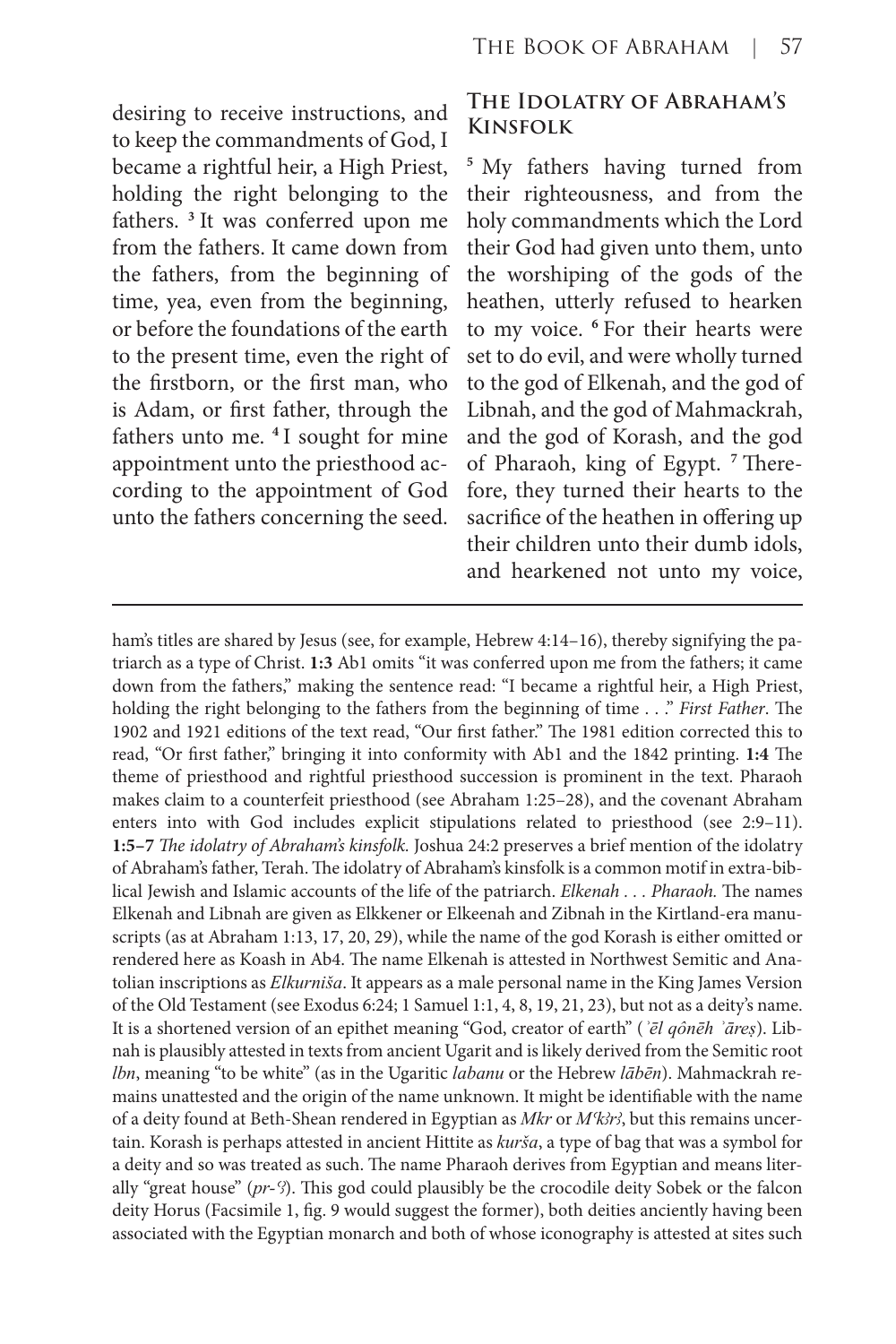desiring to receive instructions, and to keep the commandments of God, I became a rightful heir, a High Priest, holding the right belonging to the fathers. [3] It was conferred upon me from the fathers. It came down from the fathers, from the beginning of time, yea, even from the beginning, or before the foundations of the earth to the present time, even the right of the firstborn, or the first man, who is Adam, or first father, through the fathers unto me. [4] I sought for mine appointment unto the priesthood according to the appointment of God unto the fathers concerning the seed.

## The Idolatry of Abraham's Kinsfolk

[5] My fathers having turned from their righteousness, and from the holy commandments which the Lord their God had given unto them, unto the worshiping of the gods of the heathen, utterly refused to hearken to my voice. [6] For their hearts were set to do evil, and were wholly turned to the god of Elkenah, and the god of Libnah, and the god of Mahmackrah, and the god of Korash, and the god of Pharaoh, king of Egypt. [7] Therefore, they turned their hearts to the sacrifice of the heathen in offering up their children unto their dumb idols, and hearkened not unto my voice,

---

ham's titles are shared by Jesus (see, for example, Hebrew 4:14–16), thereby signifying the patriarch as a type of Christ. **1:3** Ab1 omits "it was conferred upon me from the fathers; it came down from the fathers," making the sentence read: "I became a rightful heir, a High Priest, holding the right belonging to the fathers from the beginning of time . . ." *First Father*. The 1902 and 1921 editions of the text read, "Our first father." The 1981 edition corrected this to read, "Or first father," bringing it into conformity with Ab1 and the 1842 printing. **1:4** The theme of priesthood and rightful priesthood succession is prominent in the text. Pharaoh makes claim to a counterfeit priesthood (see Abraham 1:25–28), and the covenant Abraham enters into with God includes explicit stipulations related to priesthood (see 2:9–11). **1:5–7** *The idolatry of Abraham's kinsfolk.* Joshua 24:2 preserves a brief mention of the idolatry of Abraham's father, Terah. The idolatry of Abraham's kinsfolk is a common motif in extra-biblical Jewish and Islamic accounts of the life of the patriarch. *Elkenah . . . Pharaoh.* The names Elkenah and Libnah are given as Elkkener or Elkeenah and Zibnah in the Kirtland-era manuscripts (as at Abraham 1:13, 17, 20, 29), while the name of the god Korash is either omitted or rendered here as Koash in Ab4. The name Elkenah is attested in Northwest Semitic and Anatolian inscriptions as *Elkurniša*. It appears as a male personal name in the King James Version of the Old Testament (see Exodus 6:24; 1 Samuel 1:1, 4, 8, 19, 21, 23), but not as a deity's name. It is a shortened version of an epithet meaning "God, creator of earth" (*ʾēl qônēh ʾāreṣ*). Libnah is plausibly attested in texts from ancient Ugarit and is likely derived from the Semitic root *lbn*, meaning "to be white" (as in the Ugaritic *labanu* or the Hebrew *lābēn*). Mahmackrah remains unattested and the origin of the name unknown. It might be identifiable with the name of a deity found at Beth-Shean rendered in Egyptian as *Mkr* or *Mʿkꜣrꜣ*, but this remains uncertain. Korash is perhaps attested in ancient Hittite as *kurša*, a type of bag that was a symbol for a deity and so was treated as such. The name Pharaoh derives from Egyptian and means literally "great house" (*pr-ʿꜣ*). This god could plausibly be the crocodile deity Sobek or the falcon deity Horus (Facsimile 1, fig. 9 would suggest the former), both deities anciently having been associated with the Egyptian monarch and both of whose iconography is attested at sites such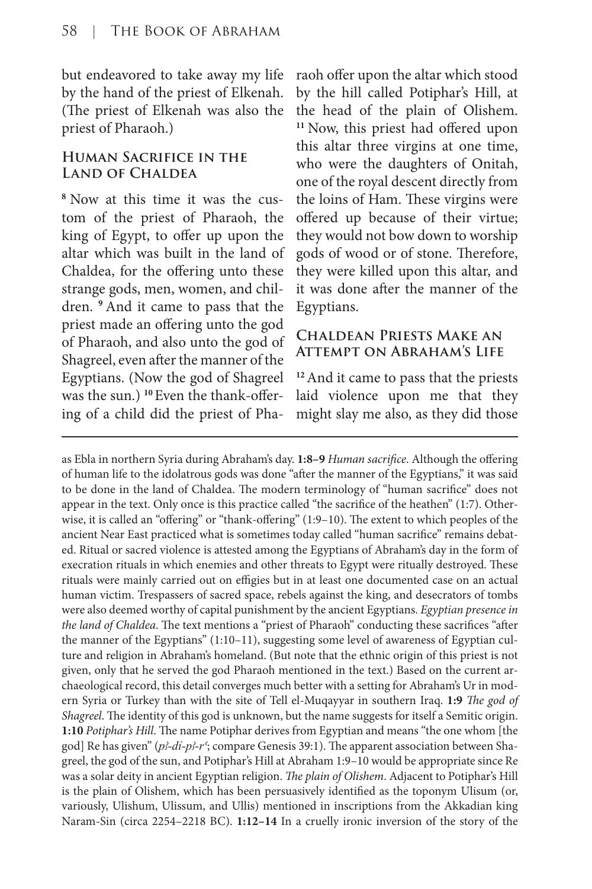but endeavored to take away my life by the hand of the priest of Elkenah. (The priest of Elkenah was also the priest of Pharaoh.)

### Human Sacrifice in the Land of Chaldea

[8] Now at this time it was the custom of the priest of Pharaoh, the king of Egypt, to offer up upon the altar which was built in the land of Chaldea, for the offering unto these strange gods, men, women, and children. [9] And it came to pass that the priest made an offering unto the god of Pharaoh, and also unto the god of Shagreel, even after the manner of the Egyptians. (Now the god of Shagreel was the sun.) [10] Even the thank-offering of a child did the priest of Pharaoh offer upon the altar which stood by the hill called Potiphar's Hill, at the head of the plain of Olishem. [11] Now, this priest had offered upon this altar three virgins at one time, who were the daughters of Onitah, one of the royal descent directly from the loins of Ham. These virgins were offered up because of their virtue; they would not bow down to worship gods of wood or of stone. Therefore, they were killed upon this altar, and it was done after the manner of the Egyptians.

### Chaldean Priests Make an Attempt on Abraham's Life

[12] And it came to pass that the priests laid violence upon me that they might slay me also, as they did those

---

as Ebla in northern Syria during Abraham's day. **1:8–9** *Human sacrifice*. Although the offering of human life to the idolatrous gods was done "after the manner of the Egyptians," it was said to be done in the land of Chaldea. The modern terminology of "human sacrifice" does not appear in the text. Only once is this practice called "the sacrifice of the heathen" (1:7). Otherwise, it is called an "offering" or "thank-offering" (1:9–10). The extent to which peoples of the ancient Near East practiced what is sometimes today called "human sacrifice" remains debated. Ritual or sacred violence is attested among the Egyptians of Abraham's day in the form of execration rituals in which enemies and other threats to Egypt were ritually destroyed. These rituals were mainly carried out on effigies but in at least one documented case on an actual human victim. Trespassers of sacred space, rebels against the king, and desecrators of tombs were also deemed worthy of capital punishment by the ancient Egyptians. *Egyptian presence in the land of Chaldea*. The text mentions a "priest of Pharaoh" conducting these sacrifices "after the manner of the Egyptians" (1:10–11), suggesting some level of awareness of Egyptian culture and religion in Abraham's homeland. (But note that the ethnic origin of this priest is not given, only that he served the god Pharaoh mentioned in the text.) Based on the current archaeological record, this detail converges much better with a setting for Abraham's Ur in modern Syria or Turkey than with the site of Tell el-Muqayyar in southern Iraq. **1:9** *The god of Shagreel*. The identity of this god is unknown, but the name suggests for itself a Semitic origin. **1:10** *Potiphar's Hill*. The name Potiphar derives from Egyptian and means "the one whom [the god] Re has given" (*pꜣ-di-pꜣ-rꜥ*; compare Genesis 39:1). The apparent association between Shagreel, the god of the sun, and Potiphar's Hill at Abraham 1:9–10 would be appropriate since Re was a solar deity in ancient Egyptian religion. *The plain of Olishem*. Adjacent to Potiphar's Hill is the plain of Olishem, which has been persuasively identified as the toponym Ulisum (or, variously, Ulishum, Ulissum, and Ullis) mentioned in inscriptions from the Akkadian king Naram-Sin (circa 2254–2218 BC). **1:12–14** In a cruelly ironic inversion of the story of the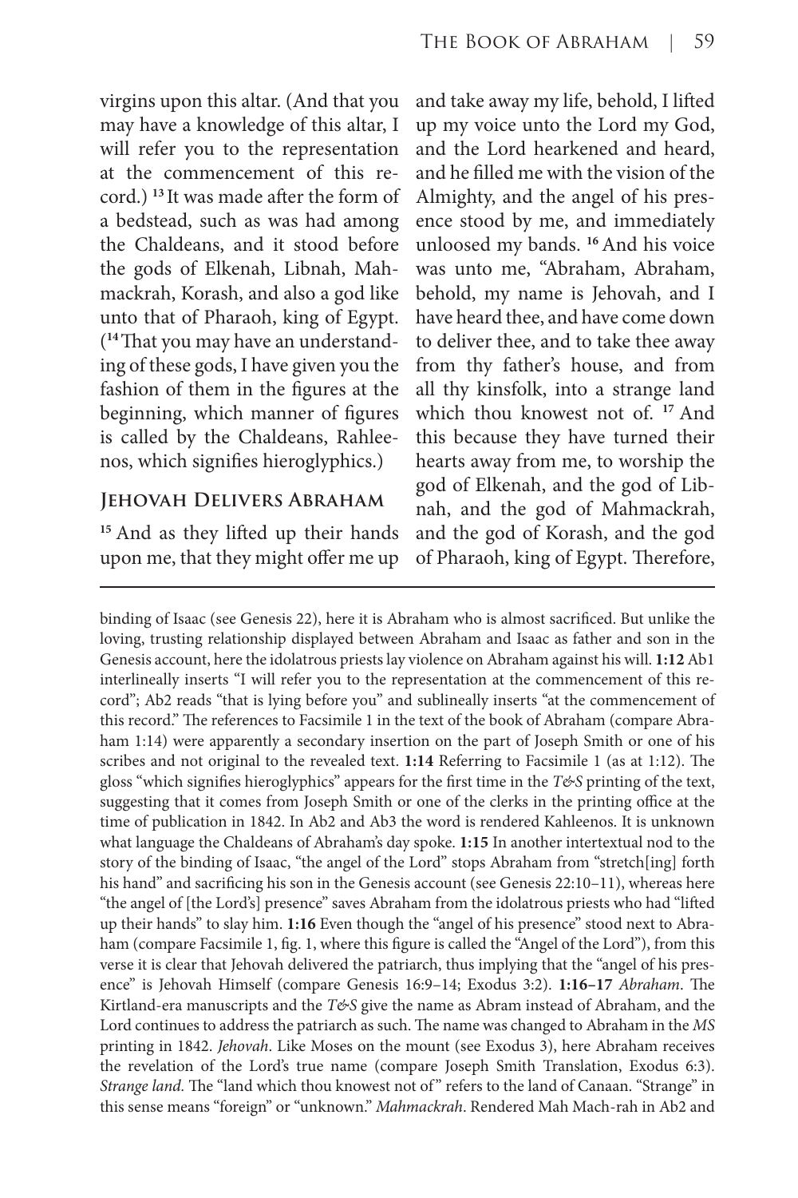virgins upon this altar. (And that you may have a knowledge of this altar, I will refer you to the representation at the commencement of this record.) [13] It was made after the form of a bedstead, such as was had among the Chaldeans, and it stood before the gods of Elkenah, Libnah, Mahmackrah, Korash, and also a god like unto that of Pharaoh, king of Egypt. ([14] That you may have an understanding of these gods, I have given you the fashion of them in the figures at the beginning, which manner of figures is called by the Chaldeans, Rahleenos, which signifies hieroglyphics.)

## Jehovah Delivers Abraham

[15] And as they lifted up their hands upon me, that they might offer me up and take away my life, behold, I lifted up my voice unto the Lord my God, and the Lord hearkened and heard, and he filled me with the vision of the Almighty, and the angel of his presence stood by me, and immediately unloosed my bands. [16] And his voice was unto me, "Abraham, Abraham, behold, my name is Jehovah, and I have heard thee, and have come down to deliver thee, and to take thee away from thy father's house, and from all thy kinsfolk, into a strange land which thou knowest not of. [17] And this because they have turned their hearts away from me, to worship the god of Elkenah, and the god of Libnah, and the god of Mahmackrah, and the god of Korash, and the god of Pharaoh, king of Egypt. Therefore,

---

binding of Isaac (see Genesis 22), here it is Abraham who is almost sacrificed. But unlike the loving, trusting relationship displayed between Abraham and Isaac as father and son in the Genesis account, here the idolatrous priests lay violence on Abraham against his will. **1:12** Ab1 interlineally inserts "I will refer you to the representation at the commencement of this record"; Ab2 reads "that is lying before you" and sublineally inserts "at the commencement of this record." The references to Facsimile 1 in the text of the book of Abraham (compare Abraham 1:14) were apparently a secondary insertion on the part of Joseph Smith or one of his scribes and not original to the revealed text. **1:14** Referring to Facsimile 1 (as at 1:12). The gloss "which signifies hieroglyphics" appears for the first time in the *T&S* printing of the text, suggesting that it comes from Joseph Smith or one of the clerks in the printing office at the time of publication in 1842. In Ab2 and Ab3 the word is rendered Kahleenos. It is unknown what language the Chaldeans of Abraham's day spoke. **1:15** In another intertextual nod to the story of the binding of Isaac, "the angel of the Lord" stops Abraham from "stretch[ing] forth his hand" and sacrificing his son in the Genesis account (see Genesis 22:10–11), whereas here "the angel of [the Lord's] presence" saves Abraham from the idolatrous priests who had "lifted up their hands" to slay him. **1:16** Even though the "angel of his presence" stood next to Abraham (compare Facsimile 1, fig. 1, where this figure is called the "Angel of the Lord"), from this verse it is clear that Jehovah delivered the patriarch, thus implying that the "angel of his presence" is Jehovah Himself (compare Genesis 16:9–14; Exodus 3:2). **1:16–17** *Abraham*. The Kirtland-era manuscripts and the *T&S* give the name as Abram instead of Abraham, and the Lord continues to address the patriarch as such. The name was changed to Abraham in the *MS* printing in 1842. *Jehovah*. Like Moses on the mount (see Exodus 3), here Abraham receives the revelation of the Lord's true name (compare Joseph Smith Translation, Exodus 6:3). *Strange land.* The "land which thou knowest not of" refers to the land of Canaan. "Strange" in this sense means "foreign" or "unknown." *Mahmackrah*. Rendered Mah Mach-rah in Ab2 and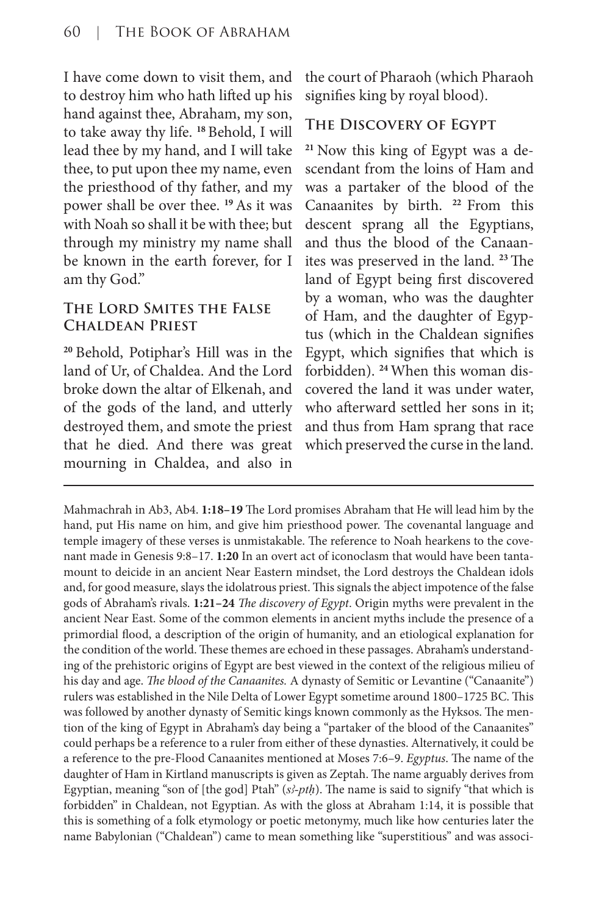I have come down to visit them, and to destroy him who hath lifted up his hand against thee, Abraham, my son, to take away thy life. [18] Behold, I will lead thee by my hand, and I will take thee, to put upon thee my name, even the priesthood of thy father, and my power shall be over thee. [19] As it was with Noah so shall it be with thee; but through my ministry my name shall be known in the earth forever, for I am thy God."

### The Lord Smites the False Chaldean Priest

[20] Behold, Potiphar's Hill was in the land of Ur, of Chaldea. And the Lord broke down the altar of Elkenah, and of the gods of the land, and utterly destroyed them, and smote the priest that he died. And there was great mourning in Chaldea, and also in the court of Pharaoh (which Pharaoh signifies king by royal blood).

### The Discovery of Egypt

[21] Now this king of Egypt was a descendant from the loins of Ham and was a partaker of the blood of the Canaanites by birth. [22] From this descent sprang all the Egyptians, and thus the blood of the Canaanites was preserved in the land. [23] The land of Egypt being first discovered by a woman, who was the daughter of Ham, and the daughter of Egyptus (which in the Chaldean signifies Egypt, which signifies that which is forbidden). [24] When this woman discovered the land it was under water, who afterward settled her sons in it; and thus from Ham sprang that race which preserved the curse in the land.

---

Mahmachrah in Ab3, Ab4. **1:18–19** The Lord promises Abraham that He will lead him by the hand, put His name on him, and give him priesthood power. The covenantal language and temple imagery of these verses is unmistakable. The reference to Noah hearkens to the covenant made in Genesis 9:8–17. **1:20** In an overt act of iconoclasm that would have been tantamount to deicide in an ancient Near Eastern mindset, the Lord destroys the Chaldean idols and, for good measure, slays the idolatrous priest. This signals the abject impotence of the false gods of Abraham's rivals. **1:21–24** *The discovery of Egypt*. Origin myths were prevalent in the ancient Near East. Some of the common elements in ancient myths include the presence of a primordial flood, a description of the origin of humanity, and an etiological explanation for the condition of the world. These themes are echoed in these passages. Abraham's understanding of the prehistoric origins of Egypt are best viewed in the context of the religious milieu of his day and age. *The blood of the Canaanites.* A dynasty of Semitic or Levantine ("Canaanite") rulers was established in the Nile Delta of Lower Egypt sometime around 1800–1725 BC. This was followed by another dynasty of Semitic kings known commonly as the Hyksos. The mention of the king of Egypt in Abraham's day being a "partaker of the blood of the Canaanites" could perhaps be a reference to a ruler from either of these dynasties. Alternatively, it could be a reference to the pre-Flood Canaanites mentioned at Moses 7:6–9. *Egyptus*. The name of the daughter of Ham in Kirtland manuscripts is given as Zeptah. The name arguably derives from Egyptian, meaning "son of [the god] Ptah" (*sꜣ-ptḥ*). The name is said to signify "that which is forbidden" in Chaldean, not Egyptian. As with the gloss at Abraham 1:14, it is possible that this is something of a folk etymology or poetic metonymy, much like how centuries later the name Babylonian ("Chaldean") came to mean something like "superstitious" and was associ-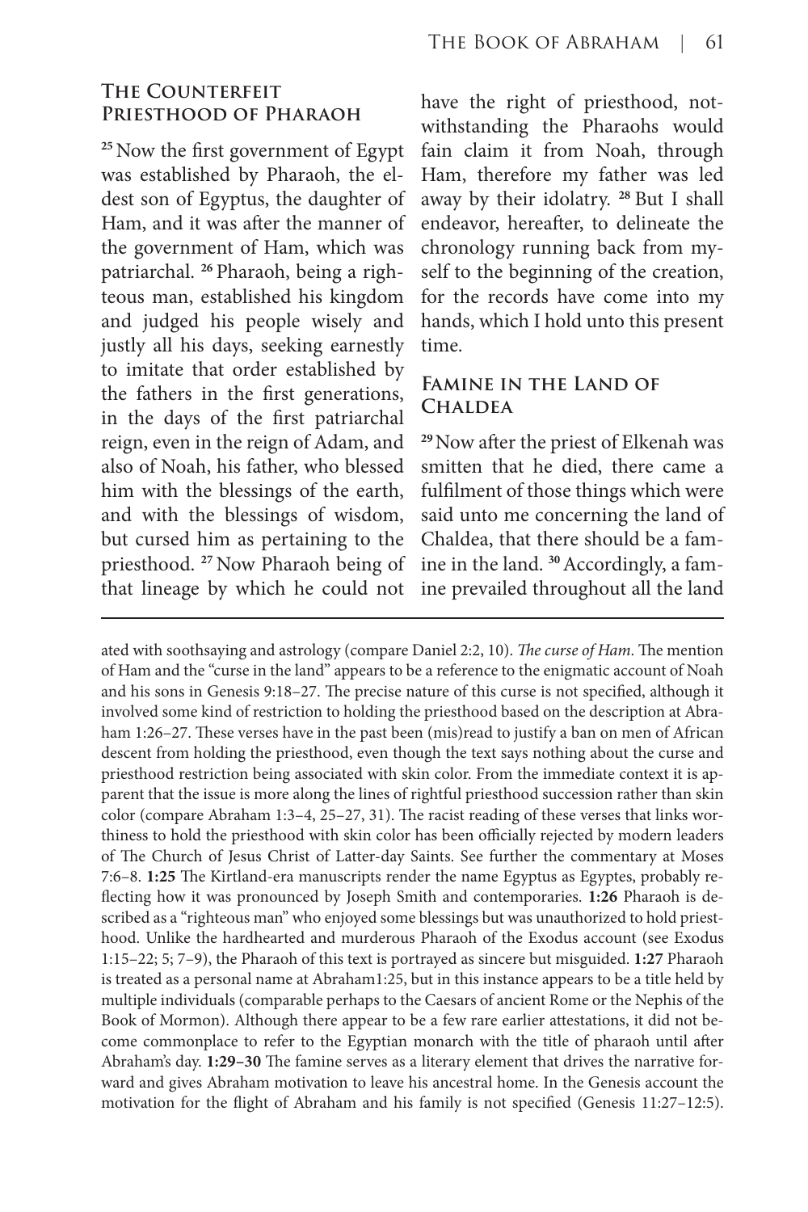### The Counterfeit Priesthood of Pharaoh

[25] Now the first government of Egypt was established by Pharaoh, the eldest son of Egyptus, the daughter of Ham, and it was after the manner of the government of Ham, which was patriarchal. [26] Pharaoh, being a righteous man, established his kingdom and judged his people wisely and justly all his days, seeking earnestly to imitate that order established by the fathers in the first generations, in the days of the first patriarchal reign, even in the reign of Adam, and also of Noah, his father, who blessed him with the blessings of the earth, and with the blessings of wisdom, but cursed him as pertaining to the priesthood. [27] Now Pharaoh being of that lineage by which he could not have the right of priesthood, notwithstanding the Pharaohs would fain claim it from Noah, through Ham, therefore my father was led away by their idolatry. [28] But I shall endeavor, hereafter, to delineate the chronology running back from myself to the beginning of the creation, for the records have come into my hands, which I hold unto this present time.

### Famine in the Land of Chaldea

[29] Now after the priest of Elkenah was smitten that he died, there came a fulfilment of those things which were said unto me concerning the land of Chaldea, that there should be a famine in the land. [30] Accordingly, a famine prevailed throughout all the land

---

ated with soothsaying and astrology (compare Daniel 2:2, 10). *The curse of Ham*. The mention of Ham and the "curse in the land" appears to be a reference to the enigmatic account of Noah and his sons in Genesis 9:18–27. The precise nature of this curse is not specified, although it involved some kind of restriction to holding the priesthood based on the description at Abraham 1:26–27. These verses have in the past been (mis)read to justify a ban on men of African descent from holding the priesthood, even though the text says nothing about the curse and priesthood restriction being associated with skin color. From the immediate context it is apparent that the issue is more along the lines of rightful priesthood succession rather than skin color (compare Abraham 1:3–4, 25–27, 31). The racist reading of these verses that links worthiness to hold the priesthood with skin color has been officially rejected by modern leaders of The Church of Jesus Christ of Latter-day Saints. See further the commentary at Moses 7:6–8. **1:25** The Kirtland-era manuscripts render the name Egyptus as Egyptes, probably reflecting how it was pronounced by Joseph Smith and contemporaries. **1:26** Pharaoh is described as a "righteous man" who enjoyed some blessings but was unauthorized to hold priesthood. Unlike the hardhearted and murderous Pharaoh of the Exodus account (see Exodus 1:15–22; 5; 7–9), the Pharaoh of this text is portrayed as sincere but misguided. **1:27** Pharaoh is treated as a personal name at Abraham1:25, but in this instance appears to be a title held by multiple individuals (comparable perhaps to the Caesars of ancient Rome or the Nephis of the Book of Mormon). Although there appear to be a few rare earlier attestations, it did not become commonplace to refer to the Egyptian monarch with the title of pharaoh until after Abraham's day. **1:29–30** The famine serves as a literary element that drives the narrative forward and gives Abraham motivation to leave his ancestral home. In the Genesis account the motivation for the flight of Abraham and his family is not specified (Genesis 11:27–12:5).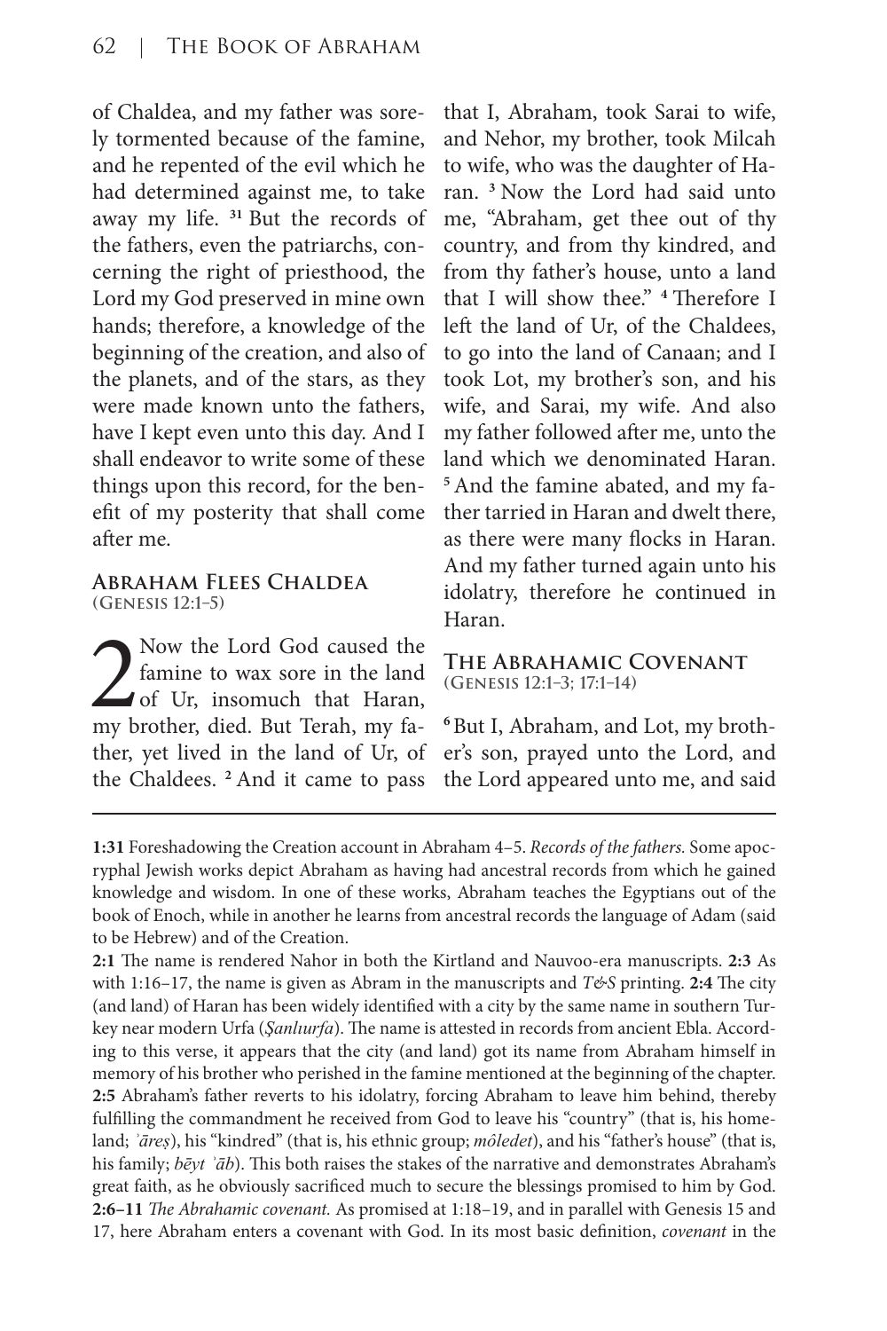of Chaldea, and my father was sorely tormented because of the famine, and he repented of the evil which he had determined against me, to take away my life. [31] But the records of the fathers, even the patriarchs, concerning the right of priesthood, the Lord my God preserved in mine own hands; therefore, a knowledge of the beginning of the creation, and also of the planets, and of the stars, as they were made known unto the fathers, have I kept even unto this day. And I shall endeavor to write some of these things upon this record, for the benefit of my posterity that shall come after me.

### Abraham Flees Chaldea
(Genesis 12:1–5)

2 Now the Lord God caused the famine to wax sore in the land of Ur, insomuch that Haran, my brother, died. But Terah, my father, yet lived in the land of Ur, of the Chaldees. [2] And it came to pass that I, Abraham, took Sarai to wife, and Nehor, my brother, took Milcah to wife, who was the daughter of Haran. [3] Now the Lord had said unto me, "Abraham, get thee out of thy country, and from thy kindred, and from thy father's house, unto a land that I will show thee." [4] Therefore I left the land of Ur, of the Chaldees, to go into the land of Canaan; and I took Lot, my brother's son, and his wife, and Sarai, my wife. And also my father followed after me, unto the land which we denominated Haran. [5] And the famine abated, and my father tarried in Haran and dwelt there, as there were many flocks in Haran. And my father turned again unto his idolatry, therefore he continued in Haran.

### The Abrahamic Covenant
(Genesis 12:1–3; 17:1–14)

[6] But I, Abraham, and Lot, my brother's son, prayed unto the Lord, and the Lord appeared unto me, and said

---

**1:31** Foreshadowing the Creation account in Abraham 4–5. *Records of the fathers.* Some apocryphal Jewish works depict Abraham as having had ancestral records from which he gained knowledge and wisdom. In one of these works, Abraham teaches the Egyptians out of the book of Enoch, while in another he learns from ancestral records the language of Adam (said to be Hebrew) and of the Creation.

**2:1** The name is rendered Nahor in both the Kirtland and Nauvoo-era manuscripts. **2:3** As with 1:16–17, the name is given as Abram in the manuscripts and *T&S* printing. **2:4** The city (and land) of Haran has been widely identified with a city by the same name in southern Turkey near modern Urfa (*Şanlıurfa*). The name is attested in records from ancient Ebla. According to this verse, it appears that the city (and land) got its name from Abraham himself in memory of his brother who perished in the famine mentioned at the beginning of the chapter. **2:5** Abraham's father reverts to his idolatry, forcing Abraham to leave him behind, thereby fulfilling the commandment he received from God to leave his "country" (that is, his homeland; *ʾāreṣ*), his "kindred" (that is, his ethnic group; *môledet*), and his "father's house" (that is, his family; *bēyt ʾāb*). This both raises the stakes of the narrative and demonstrates Abraham's great faith, as he obviously sacrificed much to secure the blessings promised to him by God. **2:6–11** *The Abrahamic covenant.* As promised at 1:18–19, and in parallel with Genesis 15 and 17, here Abraham enters a covenant with God. In its most basic definition, *covenant* in the